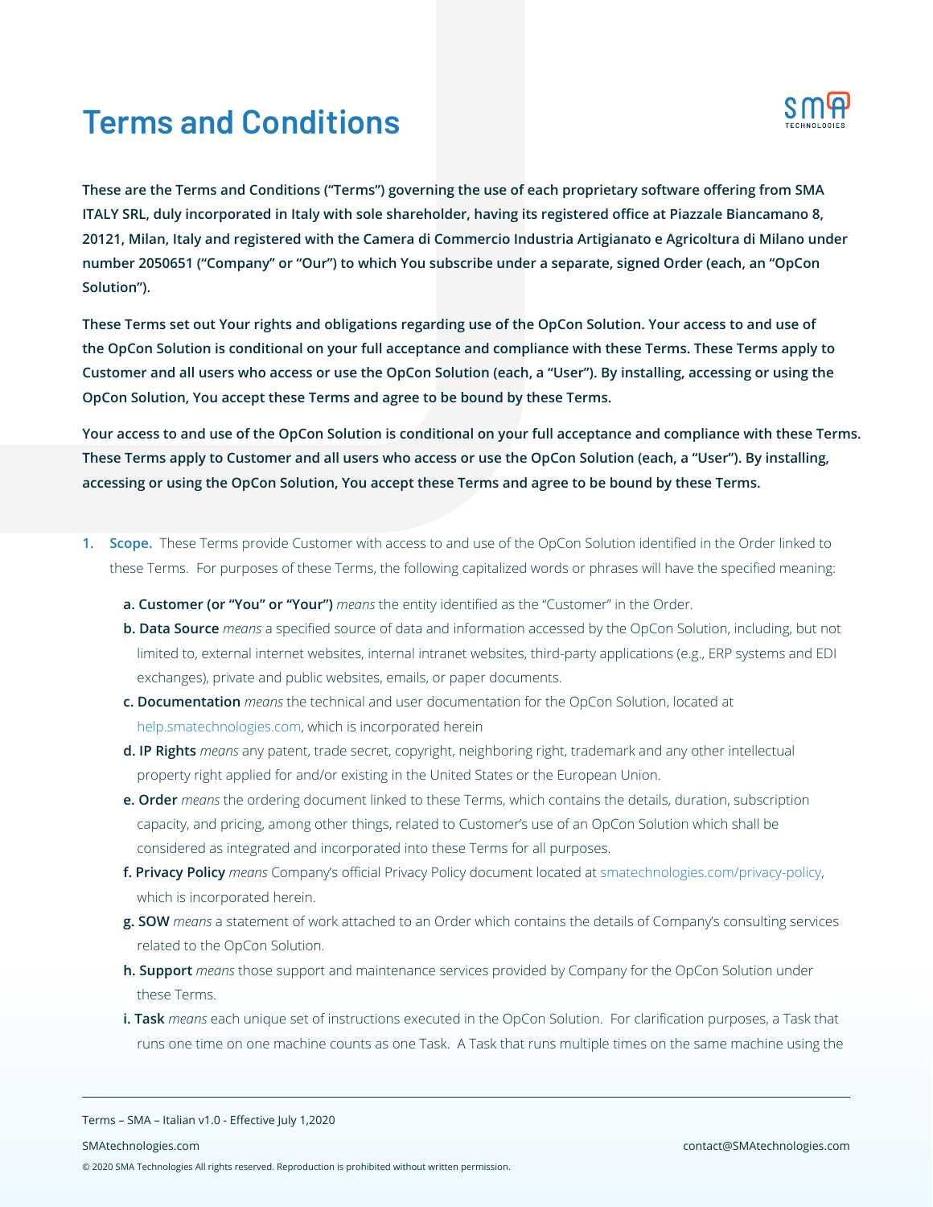# Terms and Conditions

**These are the Terms and Conditions ("Terms") governing the use of each proprietary software offering from SMA ITALY SRL, duly incorporated in Italy with sole shareholder, having its registered office at Piazzale Biancamano 8, 20121, Milan, Italy and registered with the Camera di Commercio Industria Artigianato e Agricoltura di Milano under number 2050651 ("Company" or "Our") to which You subscribe under a separate, signed Order (each, an "OpCon Solution").**

**These Terms set out Your rights and obligations regarding use of the OpCon Solution. Your access to and use of the OpCon Solution is conditional on your full acceptance and compliance with these Terms. These Terms apply to Customer and all users who access or use the OpCon Solution (each, a "User"). By installing, accessing or using the OpCon Solution, You accept these Terms and agree to be bound by these Terms.**

**Your access to and use of the OpCon Solution is conditional on your full acceptance and compliance with these Terms. These Terms apply to Customer and all users who access or use the OpCon Solution (each, a "User"). By installing, accessing or using the OpCon Solution, You accept these Terms and agree to be bound by these Terms.**

1. **Scope.** These Terms provide Customer with access to and use of the OpCon Solution identified in the Order linked to these Terms. For purposes of these Terms, the following capitalized words or phrases will have the specified meaning:

   a. **Customer (or "You" or "Your")** *means* the entity identified as the "Customer" in the Order.

   b. **Data Source** *means* a specified source of data and information accessed by the OpCon Solution, including, but not limited to, external internet websites, internal intranet websites, third-party applications (e.g., ERP systems and EDI exchanges), private and public websites, emails, or paper documents.

   c. **Documentation** *means* the technical and user documentation for the OpCon Solution, located at help.smatechnologies.com, which is incorporated herein

   d. **IP Rights** *means* any patent, trade secret, copyright, neighboring right, trademark and any other intellectual property right applied for and/or existing in the United States or the European Union.

   e. **Order** *means* the ordering document linked to these Terms, which contains the details, duration, subscription capacity, and pricing, among other things, related to Customer's use of an OpCon Solution which shall be considered as integrated and incorporated into these Terms for all purposes.

   f. **Privacy Policy** *means* Company's official Privacy Policy document located at smatechnologies.com/privacy-policy, which is incorporated herein.

   g. **SOW** *means* a statement of work attached to an Order which contains the details of Company's consulting services related to the OpCon Solution.

   h. **Support** *means* those support and maintenance services provided by Company for the OpCon Solution under these Terms.

   i. **Task** *means* each unique set of instructions executed in the OpCon Solution. For clarification purposes, a Task that runs one time on one machine counts as one Task. A Task that runs multiple times on the same machine using the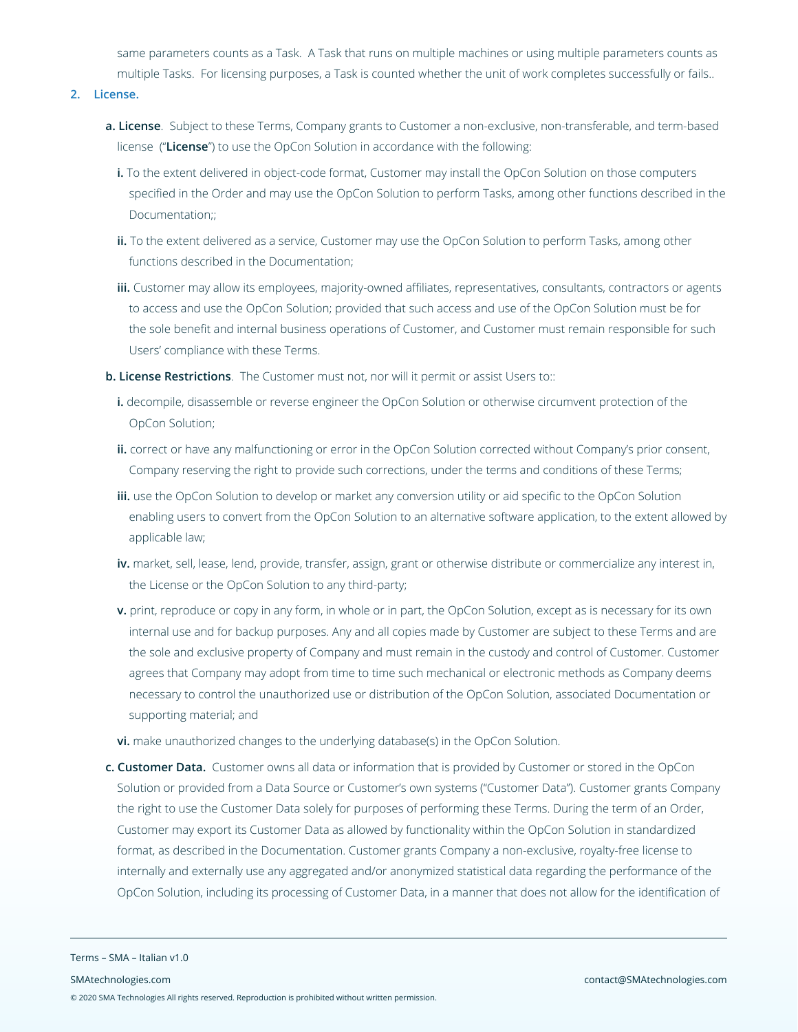same parameters counts as a Task. A Task that runs on multiple machines or using multiple parameters counts as multiple Tasks. For licensing purposes, a Task is counted whether the unit of work completes successfully or fails..

## 2. License.

**a. License**. Subject to these Terms, Company grants to Customer a non-exclusive, non-transferable, and term-based license ("**License**") to use the OpCon Solution in accordance with the following:

**i.** To the extent delivered in object-code format, Customer may install the OpCon Solution on those computers specified in the Order and may use the OpCon Solution to perform Tasks, among other functions described in the Documentation;;

**ii.** To the extent delivered as a service, Customer may use the OpCon Solution to perform Tasks, among other functions described in the Documentation;

**iii.** Customer may allow its employees, majority-owned affiliates, representatives, consultants, contractors or agents to access and use the OpCon Solution; provided that such access and use of the OpCon Solution must be for the sole benefit and internal business operations of Customer, and Customer must remain responsible for such Users' compliance with these Terms.

**b. License Restrictions**. The Customer must not, nor will it permit or assist Users to::

**i.** decompile, disassemble or reverse engineer the OpCon Solution or otherwise circumvent protection of the OpCon Solution;

**ii.** correct or have any malfunctioning or error in the OpCon Solution corrected without Company's prior consent, Company reserving the right to provide such corrections, under the terms and conditions of these Terms;

**iii.** use the OpCon Solution to develop or market any conversion utility or aid specific to the OpCon Solution enabling users to convert from the OpCon Solution to an alternative software application, to the extent allowed by applicable law;

**iv.** market, sell, lease, lend, provide, transfer, assign, grant or otherwise distribute or commercialize any interest in, the License or the OpCon Solution to any third-party;

**v.** print, reproduce or copy in any form, in whole or in part, the OpCon Solution, except as is necessary for its own internal use and for backup purposes. Any and all copies made by Customer are subject to these Terms and are the sole and exclusive property of Company and must remain in the custody and control of Customer. Customer agrees that Company may adopt from time to time such mechanical or electronic methods as Company deems necessary to control the unauthorized use or distribution of the OpCon Solution, associated Documentation or supporting material; and

**vi.** make unauthorized changes to the underlying database(s) in the OpCon Solution.

**c. Customer Data.** Customer owns all data or information that is provided by Customer or stored in the OpCon Solution or provided from a Data Source or Customer's own systems ("Customer Data"). Customer grants Company the right to use the Customer Data solely for purposes of performing these Terms. During the term of an Order, Customer may export its Customer Data as allowed by functionality within the OpCon Solution in standardized format, as described in the Documentation. Customer grants Company a non-exclusive, royalty-free license to internally and externally use any aggregated and/or anonymized statistical data regarding the performance of the OpCon Solution, including its processing of Customer Data, in a manner that does not allow for the identification of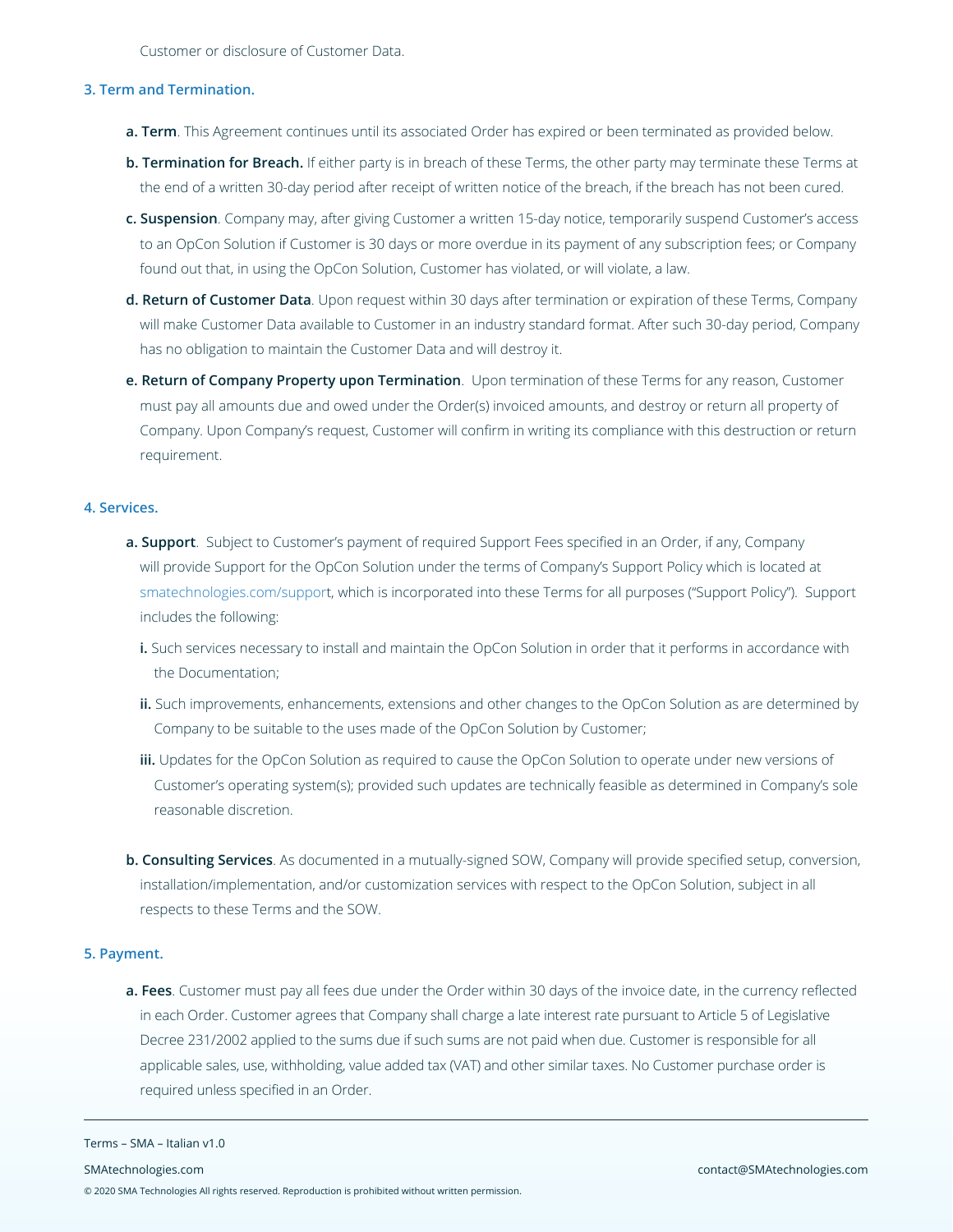Customer or disclosure of Customer Data.

### 3. Term and Termination.

**a. Term**. This Agreement continues until its associated Order has expired or been terminated as provided below.

**b. Termination for Breach.** If either party is in breach of these Terms, the other party may terminate these Terms at the end of a written 30-day period after receipt of written notice of the breach, if the breach has not been cured.

**c. Suspension**. Company may, after giving Customer a written 15-day notice, temporarily suspend Customer's access to an OpCon Solution if Customer is 30 days or more overdue in its payment of any subscription fees; or Company found out that, in using the OpCon Solution, Customer has violated, or will violate, a law.

**d. Return of Customer Data**. Upon request within 30 days after termination or expiration of these Terms, Company will make Customer Data available to Customer in an industry standard format. After such 30-day period, Company has no obligation to maintain the Customer Data and will destroy it.

**e. Return of Company Property upon Termination**. Upon termination of these Terms for any reason, Customer must pay all amounts due and owed under the Order(s) invoiced amounts, and destroy or return all property of Company. Upon Company's request, Customer will confirm in writing its compliance with this destruction or return requirement.

### 4. Services.

**a. Support**. Subject to Customer's payment of required Support Fees specified in an Order, if any, Company will provide Support for the OpCon Solution under the terms of Company's Support Policy which is located at smatechnologies.com/support, which is incorporated into these Terms for all purposes ("Support Policy"). Support includes the following:

**i.** Such services necessary to install and maintain the OpCon Solution in order that it performs in accordance with the Documentation;

**ii.** Such improvements, enhancements, extensions and other changes to the OpCon Solution as are determined by Company to be suitable to the uses made of the OpCon Solution by Customer;

**iii.** Updates for the OpCon Solution as required to cause the OpCon Solution to operate under new versions of Customer's operating system(s); provided such updates are technically feasible as determined in Company's sole reasonable discretion.

**b. Consulting Services**. As documented in a mutually-signed SOW, Company will provide specified setup, conversion, installation/implementation, and/or customization services with respect to the OpCon Solution, subject in all respects to these Terms and the SOW.

### 5. Payment.

**a. Fees**. Customer must pay all fees due under the Order within 30 days of the invoice date, in the currency reflected in each Order. Customer agrees that Company shall charge a late interest rate pursuant to Article 5 of Legislative Decree 231/2002 applied to the sums due if such sums are not paid when due. Customer is responsible for all applicable sales, use, withholding, value added tax (VAT) and other similar taxes. No Customer purchase order is required unless specified in an Order.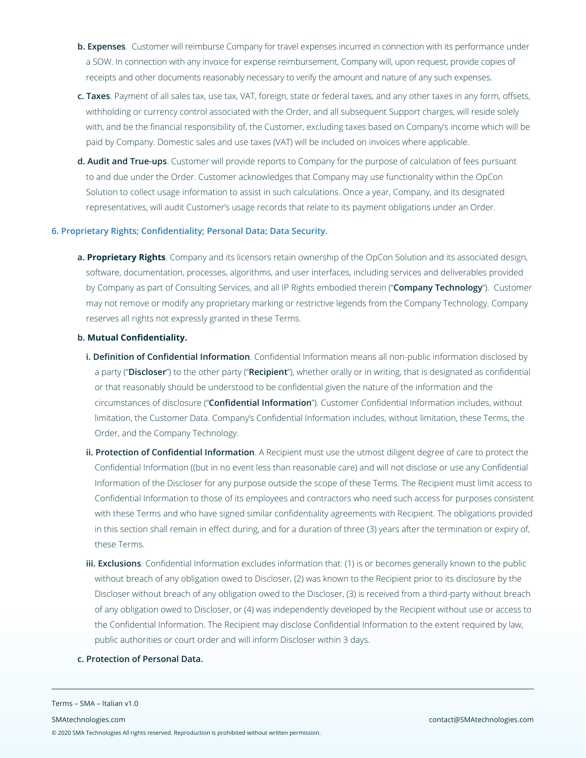**b. Expenses**. Customer will reimburse Company for travel expenses incurred in connection with its performance under a SOW. In connection with any invoice for expense reimbursement, Company will, upon request, provide copies of receipts and other documents reasonably necessary to verify the amount and nature of any such expenses.

**c. Taxes**. Payment of all sales tax, use tax, VAT, foreign, state or federal taxes, and any other taxes in any form, offsets, withholding or currency control associated with the Order, and all subsequent Support charges, will reside solely with, and be the financial responsibility of, the Customer, excluding taxes based on Company's income which will be paid by Company. Domestic sales and use taxes (VAT) will be included on invoices where applicable.

**d. Audit and True-ups**. Customer will provide reports to Company for the purpose of calculation of fees pursuant to and due under the Order. Customer acknowledges that Company may use functionality within the OpCon Solution to collect usage information to assist in such calculations. Once a year, Company, and its designated representatives, will audit Customer's usage records that relate to its payment obligations under an Order.

## 6. Proprietary Rights; Confidentiality; Personal Data; Data Security.

**a. Proprietary Rights**. Company and its licensors retain ownership of the OpCon Solution and its associated design, software, documentation, processes, algorithms, and user interfaces, including services and deliverables provided by Company as part of Consulting Services, and all IP Rights embodied therein ("**Company Technology**"). Customer may not remove or modify any proprietary marking or restrictive legends from the Company Technology. Company reserves all rights not expressly granted in these Terms.

b. **Mutual Confidentiality.**

**i. Definition of Confidential Information**. Confidential Information means all non-public information disclosed by a party ("**Discloser**") to the other party ("**Recipient**"), whether orally or in writing, that is designated as confidential or that reasonably should be understood to be confidential given the nature of the information and the circumstances of disclosure ("**Confidential Information**"). Customer Confidential Information includes, without limitation, the Customer Data. Company's Confidential Information includes, without limitation, these Terms, the Order, and the Company Technology.

**ii. Protection of Confidential Information**. A Recipient must use the utmost diligent degree of care to protect the Confidential Information ((but in no event less than reasonable care) and will not disclose or use any Confidential Information of the Discloser for any purpose outside the scope of these Terms. The Recipient must limit access to Confidential Information to those of its employees and contractors who need such access for purposes consistent with these Terms and who have signed similar confidentiality agreements with Recipient. The obligations provided in this section shall remain in effect during, and for a duration of three (3) years after the termination or expiry of, these Terms.

**iii. Exclusions**. Confidential Information excludes information that: (1) is or becomes generally known to the public without breach of any obligation owed to Discloser, (2) was known to the Recipient prior to its disclosure by the Discloser without breach of any obligation owed to the Discloser, (3) is received from a third-party without breach of any obligation owed to Discloser, or (4) was independently developed by the Recipient without use or access to the Confidential Information. The Recipient may disclose Confidential Information to the extent required by law, public authorities or court order and will inform Discloser within 3 days.

**c. Protection of Personal Data.**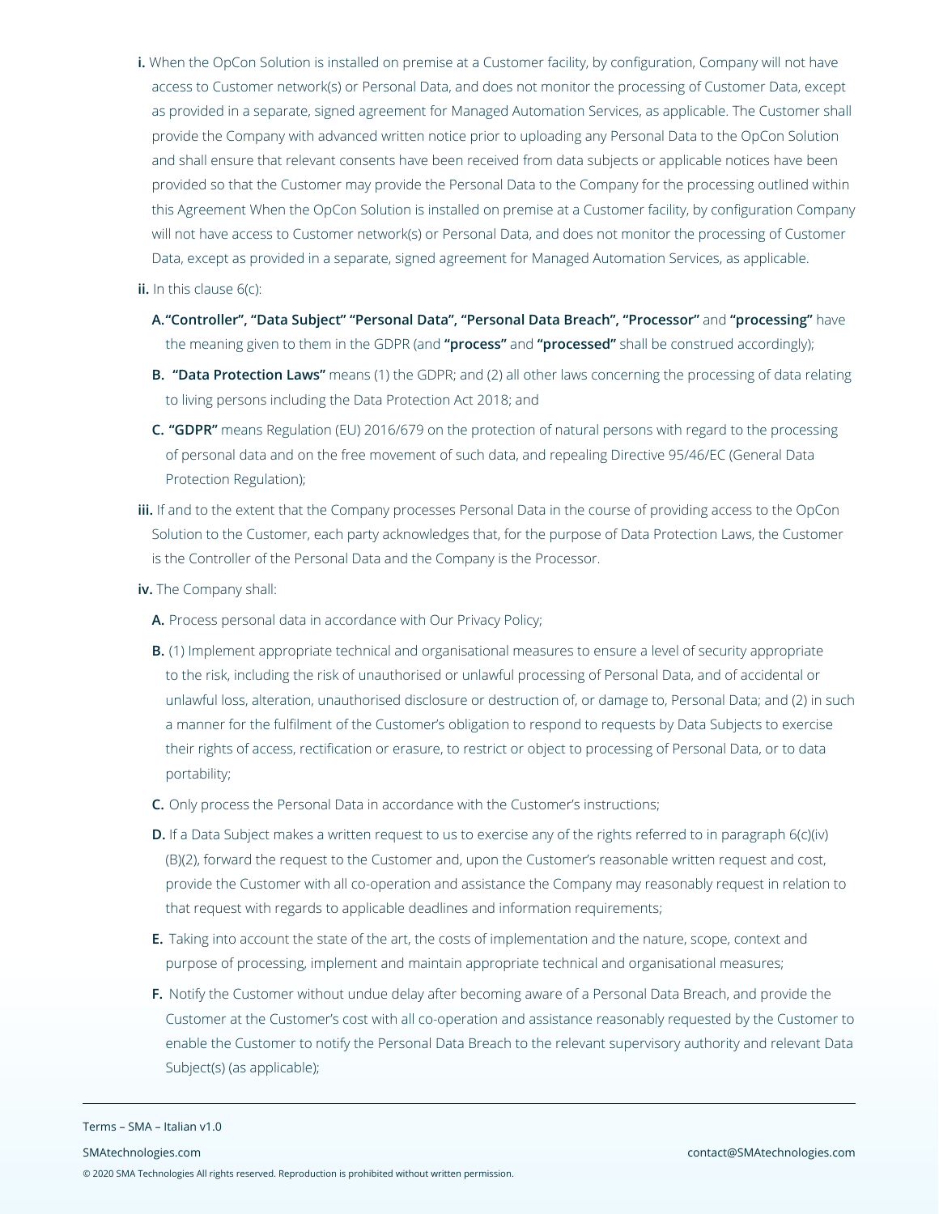**i.** When the OpCon Solution is installed on premise at a Customer facility, by configuration, Company will not have access to Customer network(s) or Personal Data, and does not monitor the processing of Customer Data, except as provided in a separate, signed agreement for Managed Automation Services, as applicable. The Customer shall provide the Company with advanced written notice prior to uploading any Personal Data to the OpCon Solution and shall ensure that relevant consents have been received from data subjects or applicable notices have been provided so that the Customer may provide the Personal Data to the Company for the processing outlined within this Agreement When the OpCon Solution is installed on premise at a Customer facility, by configuration Company will not have access to Customer network(s) or Personal Data, and does not monitor the processing of Customer Data, except as provided in a separate, signed agreement for Managed Automation Services, as applicable.

**ii.** In this clause 6(c):

- **A.** **"Controller", "Data Subject" "Personal Data", "Personal Data Breach", "Processor"** and **"processing"** have the meaning given to them in the GDPR (and **"process"** and **"processed"** shall be construed accordingly);
- **B.** **"Data Protection Laws"** means (1) the GDPR; and (2) all other laws concerning the processing of data relating to living persons including the Data Protection Act 2018; and
- **C.** **"GDPR"** means Regulation (EU) 2016/679 on the protection of natural persons with regard to the processing of personal data and on the free movement of such data, and repealing Directive 95/46/EC (General Data Protection Regulation);

**iii.** If and to the extent that the Company processes Personal Data in the course of providing access to the OpCon Solution to the Customer, each party acknowledges that, for the purpose of Data Protection Laws, the Customer is the Controller of the Personal Data and the Company is the Processor.

**iv.** The Company shall:

- **A.** Process personal data in accordance with Our Privacy Policy;
- **B.** (1) Implement appropriate technical and organisational measures to ensure a level of security appropriate to the risk, including the risk of unauthorised or unlawful processing of Personal Data, and of accidental or unlawful loss, alteration, unauthorised disclosure or destruction of, or damage to, Personal Data; and (2) in such a manner for the fulfilment of the Customer's obligation to respond to requests by Data Subjects to exercise their rights of access, rectification or erasure, to restrict or object to processing of Personal Data, or to data portability;
- **C.** Only process the Personal Data in accordance with the Customer's instructions;
- **D.** If a Data Subject makes a written request to us to exercise any of the rights referred to in paragraph 6(c)(iv)(B)(2), forward the request to the Customer and, upon the Customer's reasonable written request and cost, provide the Customer with all co-operation and assistance the Company may reasonably request in relation to that request with regards to applicable deadlines and information requirements;
- **E.** Taking into account the state of the art, the costs of implementation and the nature, scope, context and purpose of processing, implement and maintain appropriate technical and organisational measures;
- **F.** Notify the Customer without undue delay after becoming aware of a Personal Data Breach, and provide the Customer at the Customer's cost with all co-operation and assistance reasonably requested by the Customer to enable the Customer to notify the Personal Data Breach to the relevant supervisory authority and relevant Data Subject(s) (as applicable);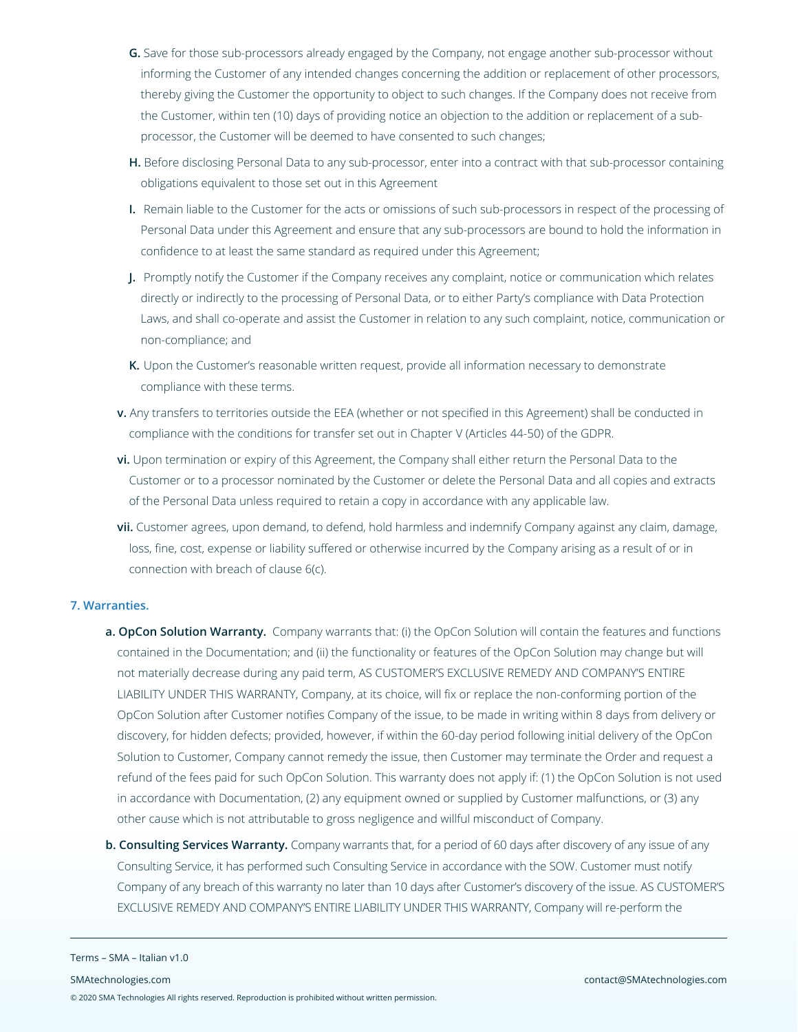**G.** Save for those sub-processors already engaged by the Company, not engage another sub-processor without informing the Customer of any intended changes concerning the addition or replacement of other processors, thereby giving the Customer the opportunity to object to such changes. If the Company does not receive from the Customer, within ten (10) days of providing notice an objection to the addition or replacement of a sub-processor, the Customer will be deemed to have consented to such changes;

**H.** Before disclosing Personal Data to any sub-processor, enter into a contract with that sub-processor containing obligations equivalent to those set out in this Agreement

**I.** Remain liable to the Customer for the acts or omissions of such sub-processors in respect of the processing of Personal Data under this Agreement and ensure that any sub-processors are bound to hold the information in confidence to at least the same standard as required under this Agreement;

**J.** Promptly notify the Customer if the Company receives any complaint, notice or communication which relates directly or indirectly to the processing of Personal Data, or to either Party's compliance with Data Protection Laws, and shall co-operate and assist the Customer in relation to any such complaint, notice, communication or non-compliance; and

**K.** Upon the Customer's reasonable written request, provide all information necessary to demonstrate compliance with these terms.

**v.** Any transfers to territories outside the EEA (whether or not specified in this Agreement) shall be conducted in compliance with the conditions for transfer set out in Chapter V (Articles 44-50) of the GDPR.

**vi.** Upon termination or expiry of this Agreement, the Company shall either return the Personal Data to the Customer or to a processor nominated by the Customer or delete the Personal Data and all copies and extracts of the Personal Data unless required to retain a copy in accordance with any applicable law.

**vii.** Customer agrees, upon demand, to defend, hold harmless and indemnify Company against any claim, damage, loss, fine, cost, expense or liability suffered or otherwise incurred by the Company arising as a result of or in connection with breach of clause 6(c).

### 7. Warranties.

**a. OpCon Solution Warranty.** Company warrants that: (i) the OpCon Solution will contain the features and functions contained in the Documentation; and (ii) the functionality or features of the OpCon Solution may change but will not materially decrease during any paid term, AS CUSTOMER'S EXCLUSIVE REMEDY AND COMPANY'S ENTIRE LIABILITY UNDER THIS WARRANTY, Company, at its choice, will fix or replace the non-conforming portion of the OpCon Solution after Customer notifies Company of the issue, to be made in writing within 8 days from delivery or discovery, for hidden defects; provided, however, if within the 60-day period following initial delivery of the OpCon Solution to Customer, Company cannot remedy the issue, then Customer may terminate the Order and request a refund of the fees paid for such OpCon Solution. This warranty does not apply if: (1) the OpCon Solution is not used in accordance with Documentation, (2) any equipment owned or supplied by Customer malfunctions, or (3) any other cause which is not attributable to gross negligence and willful misconduct of Company.

**b. Consulting Services Warranty.** Company warrants that, for a period of 60 days after discovery of any issue of any Consulting Service, it has performed such Consulting Service in accordance with the SOW. Customer must notify Company of any breach of this warranty no later than 10 days after Customer's discovery of the issue. AS CUSTOMER'S EXCLUSIVE REMEDY AND COMPANY'S ENTIRE LIABILITY UNDER THIS WARRANTY, Company will re-perform the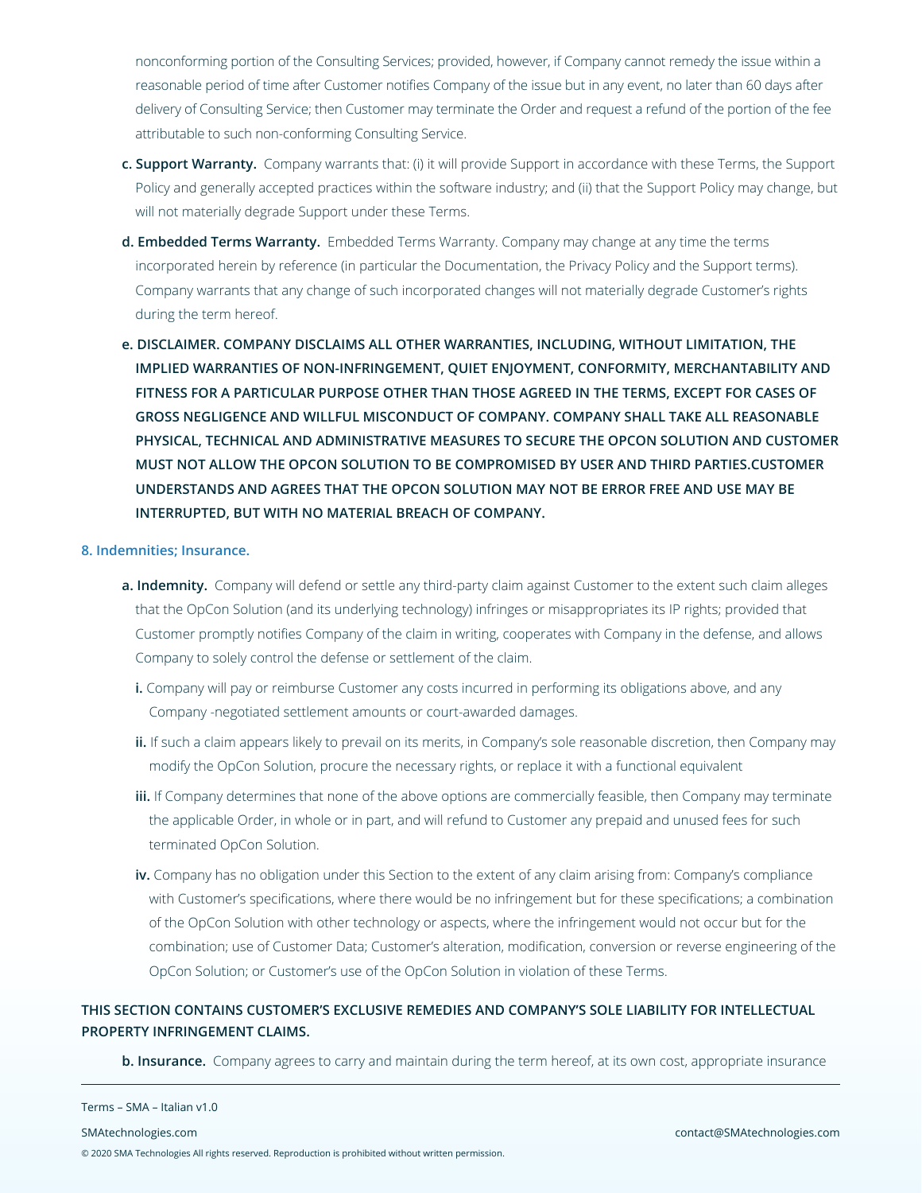nonconforming portion of the Consulting Services; provided, however, if Company cannot remedy the issue within a reasonable period of time after Customer notifies Company of the issue but in any event, no later than 60 days after delivery of Consulting Service; then Customer may terminate the Order and request a refund of the portion of the fee attributable to such non-conforming Consulting Service.

**c. Support Warranty.** Company warrants that: (i) it will provide Support in accordance with these Terms, the Support Policy and generally accepted practices within the software industry; and (ii) that the Support Policy may change, but will not materially degrade Support under these Terms.

**d. Embedded Terms Warranty.** Embedded Terms Warranty. Company may change at any time the terms incorporated herein by reference (in particular the Documentation, the Privacy Policy and the Support terms). Company warrants that any change of such incorporated changes will not materially degrade Customer's rights during the term hereof.

**e. DISCLAIMER. COMPANY DISCLAIMS ALL OTHER WARRANTIES, INCLUDING, WITHOUT LIMITATION, THE IMPLIED WARRANTIES OF NON-INFRINGEMENT, QUIET ENJOYMENT, CONFORMITY, MERCHANTABILITY AND FITNESS FOR A PARTICULAR PURPOSE OTHER THAN THOSE AGREED IN THE TERMS, EXCEPT FOR CASES OF GROSS NEGLIGENCE AND WILLFUL MISCONDUCT OF COMPANY. COMPANY SHALL TAKE ALL REASONABLE PHYSICAL, TECHNICAL AND ADMINISTRATIVE MEASURES TO SECURE THE OPCON SOLUTION AND CUSTOMER MUST NOT ALLOW THE OPCON SOLUTION TO BE COMPROMISED BY USER AND THIRD PARTIES.CUSTOMER UNDERSTANDS AND AGREES THAT THE OPCON SOLUTION MAY NOT BE ERROR FREE AND USE MAY BE INTERRUPTED, BUT WITH NO MATERIAL BREACH OF COMPANY.**

## 8. Indemnities; Insurance.

**a. Indemnity.** Company will defend or settle any third-party claim against Customer to the extent such claim alleges that the OpCon Solution (and its underlying technology) infringes or misappropriates its IP rights; provided that Customer promptly notifies Company of the claim in writing, cooperates with Company in the defense, and allows Company to solely control the defense or settlement of the claim.

**i.** Company will pay or reimburse Customer any costs incurred in performing its obligations above, and any Company -negotiated settlement amounts or court-awarded damages.

**ii.** If such a claim appears likely to prevail on its merits, in Company's sole reasonable discretion, then Company may modify the OpCon Solution, procure the necessary rights, or replace it with a functional equivalent

**iii.** If Company determines that none of the above options are commercially feasible, then Company may terminate the applicable Order, in whole or in part, and will refund to Customer any prepaid and unused fees for such terminated OpCon Solution.

**iv.** Company has no obligation under this Section to the extent of any claim arising from: Company's compliance with Customer's specifications, where there would be no infringement but for these specifications; a combination of the OpCon Solution with other technology or aspects, where the infringement would not occur but for the combination; use of Customer Data; Customer's alteration, modification, conversion or reverse engineering of the OpCon Solution; or Customer's use of the OpCon Solution in violation of these Terms.

**THIS SECTION CONTAINS CUSTOMER'S EXCLUSIVE REMEDIES AND COMPANY'S SOLE LIABILITY FOR INTELLECTUAL PROPERTY INFRINGEMENT CLAIMS.**

**b. Insurance.** Company agrees to carry and maintain during the term hereof, at its own cost, appropriate insurance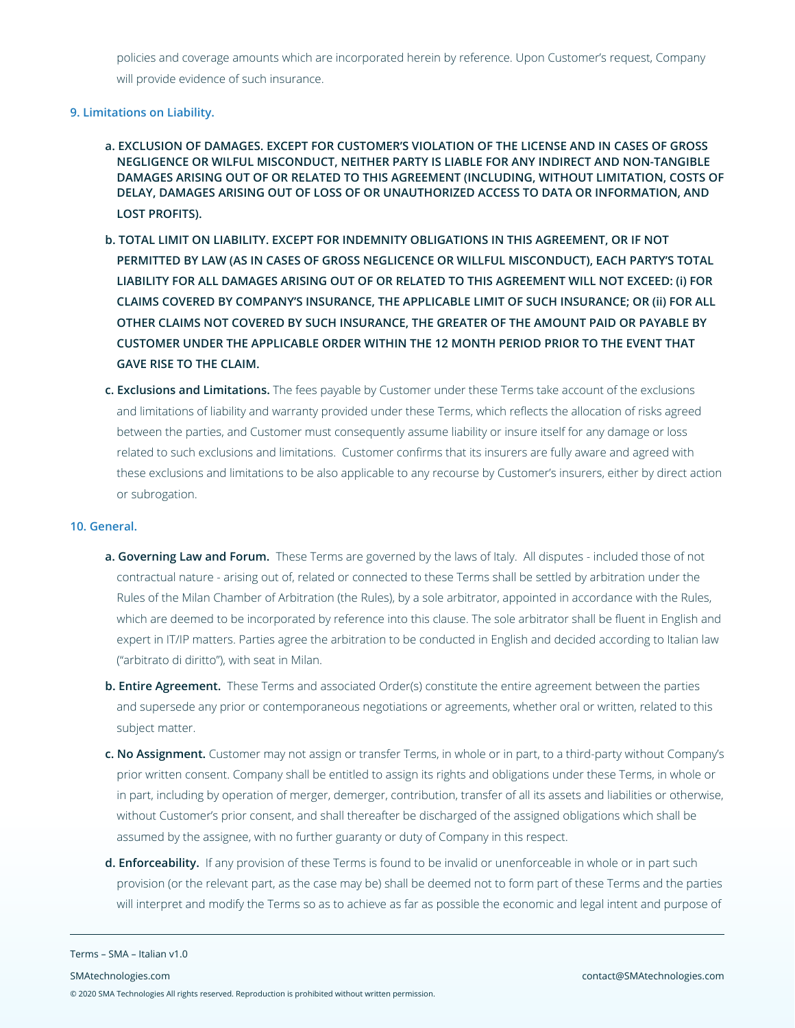policies and coverage amounts which are incorporated herein by reference. Upon Customer's request, Company will provide evidence of such insurance.

### 9. Limitations on Liability.

**a. EXCLUSION OF DAMAGES. EXCEPT FOR CUSTOMER'S VIOLATION OF THE LICENSE AND IN CASES OF GROSS NEGLIGENCE OR WILFUL MISCONDUCT, NEITHER PARTY IS LIABLE FOR ANY INDIRECT AND NON-TANGIBLE DAMAGES ARISING OUT OF OR RELATED TO THIS AGREEMENT (INCLUDING, WITHOUT LIMITATION, COSTS OF DELAY, DAMAGES ARISING OUT OF LOSS OF OR UNAUTHORIZED ACCESS TO DATA OR INFORMATION, AND LOST PROFITS).**

**b. TOTAL LIMIT ON LIABILITY. EXCEPT FOR INDEMNITY OBLIGATIONS IN THIS AGREEMENT, OR IF NOT PERMITTED BY LAW (AS IN CASES OF GROSS NEGLICENCE OR WILLFUL MISCONDUCT), EACH PARTY'S TOTAL LIABILITY FOR ALL DAMAGES ARISING OUT OF OR RELATED TO THIS AGREEMENT WILL NOT EXCEED: (i) FOR CLAIMS COVERED BY COMPANY'S INSURANCE, THE APPLICABLE LIMIT OF SUCH INSURANCE; OR (ii) FOR ALL OTHER CLAIMS NOT COVERED BY SUCH INSURANCE, THE GREATER OF THE AMOUNT PAID OR PAYABLE BY CUSTOMER UNDER THE APPLICABLE ORDER WITHIN THE 12 MONTH PERIOD PRIOR TO THE EVENT THAT GAVE RISE TO THE CLAIM.**

**c. Exclusions and Limitations.** The fees payable by Customer under these Terms take account of the exclusions and limitations of liability and warranty provided under these Terms, which reflects the allocation of risks agreed between the parties, and Customer must consequently assume liability or insure itself for any damage or loss related to such exclusions and limitations. Customer confirms that its insurers are fully aware and agreed with these exclusions and limitations to be also applicable to any recourse by Customer's insurers, either by direct action or subrogation.

### 10. General.

**a. Governing Law and Forum.** These Terms are governed by the laws of Italy. All disputes - included those of not contractual nature - arising out of, related or connected to these Terms shall be settled by arbitration under the Rules of the Milan Chamber of Arbitration (the Rules), by a sole arbitrator, appointed in accordance with the Rules, which are deemed to be incorporated by reference into this clause. The sole arbitrator shall be fluent in English and expert in IT/IP matters. Parties agree the arbitration to be conducted in English and decided according to Italian law ("arbitrato di diritto"), with seat in Milan.

**b. Entire Agreement.** These Terms and associated Order(s) constitute the entire agreement between the parties and supersede any prior or contemporaneous negotiations or agreements, whether oral or written, related to this subject matter.

**c. No Assignment.** Customer may not assign or transfer Terms, in whole or in part, to a third-party without Company's prior written consent. Company shall be entitled to assign its rights and obligations under these Terms, in whole or in part, including by operation of merger, demerger, contribution, transfer of all its assets and liabilities or otherwise, without Customer's prior consent, and shall thereafter be discharged of the assigned obligations which shall be assumed by the assignee, with no further guaranty or duty of Company in this respect.

**d. Enforceability.** If any provision of these Terms is found to be invalid or unenforceable in whole or in part such provision (or the relevant part, as the case may be) shall be deemed not to form part of these Terms and the parties will interpret and modify the Terms so as to achieve as far as possible the economic and legal intent and purpose of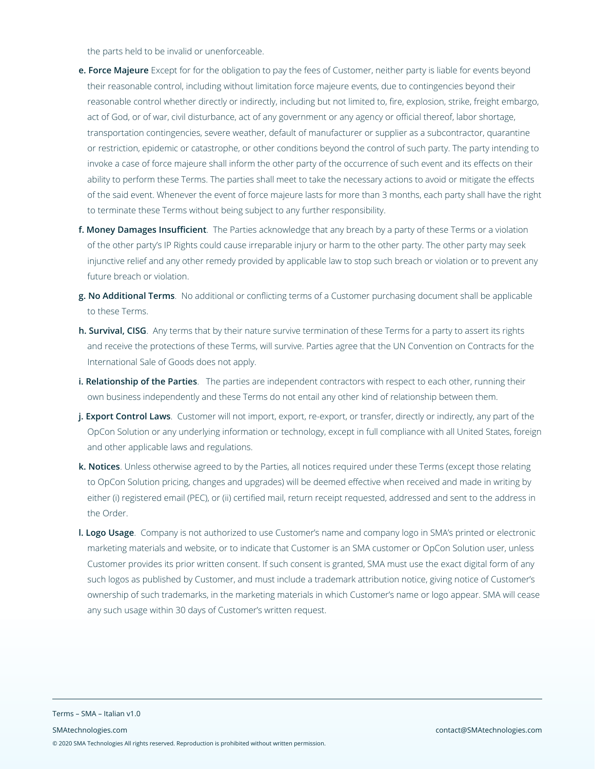the parts held to be invalid or unenforceable.

**e. Force Majeure** Except for for the obligation to pay the fees of Customer, neither party is liable for events beyond their reasonable control, including without limitation force majeure events, due to contingencies beyond their reasonable control whether directly or indirectly, including but not limited to, fire, explosion, strike, freight embargo, act of God, or of war, civil disturbance, act of any government or any agency or official thereof, labor shortage, transportation contingencies, severe weather, default of manufacturer or supplier as a subcontractor, quarantine or restriction, epidemic or catastrophe, or other conditions beyond the control of such party. The party intending to invoke a case of force majeure shall inform the other party of the occurrence of such event and its effects on their ability to perform these Terms. The parties shall meet to take the necessary actions to avoid or mitigate the effects of the said event. Whenever the event of force majeure lasts for more than 3 months, each party shall have the right to terminate these Terms without being subject to any further responsibility.

**f. Money Damages Insufficient**. The Parties acknowledge that any breach by a party of these Terms or a violation of the other party's IP Rights could cause irreparable injury or harm to the other party. The other party may seek injunctive relief and any other remedy provided by applicable law to stop such breach or violation or to prevent any future breach or violation.

**g. No Additional Terms**. No additional or conflicting terms of a Customer purchasing document shall be applicable to these Terms.

**h. Survival, CISG**. Any terms that by their nature survive termination of these Terms for a party to assert its rights and receive the protections of these Terms, will survive. Parties agree that the UN Convention on Contracts for the International Sale of Goods does not apply.

**i. Relationship of the Parties**. The parties are independent contractors with respect to each other, running their own business independently and these Terms do not entail any other kind of relationship between them.

**j. Export Control Laws**. Customer will not import, export, re-export, or transfer, directly or indirectly, any part of the OpCon Solution or any underlying information or technology, except in full compliance with all United States, foreign and other applicable laws and regulations.

**k. Notices**. Unless otherwise agreed to by the Parties, all notices required under these Terms (except those relating to OpCon Solution pricing, changes and upgrades) will be deemed effective when received and made in writing by either (i) registered email (PEC), or (ii) certified mail, return receipt requested, addressed and sent to the address in the Order.

**l. Logo Usage**. Company is not authorized to use Customer's name and company logo in SMA's printed or electronic marketing materials and website, or to indicate that Customer is an SMA customer or OpCon Solution user, unless Customer provides its prior written consent. If such consent is granted, SMA must use the exact digital form of any such logos as published by Customer, and must include a trademark attribution notice, giving notice of Customer's ownership of such trademarks, in the marketing materials in which Customer's name or logo appear. SMA will cease any such usage within 30 days of Customer's written request.